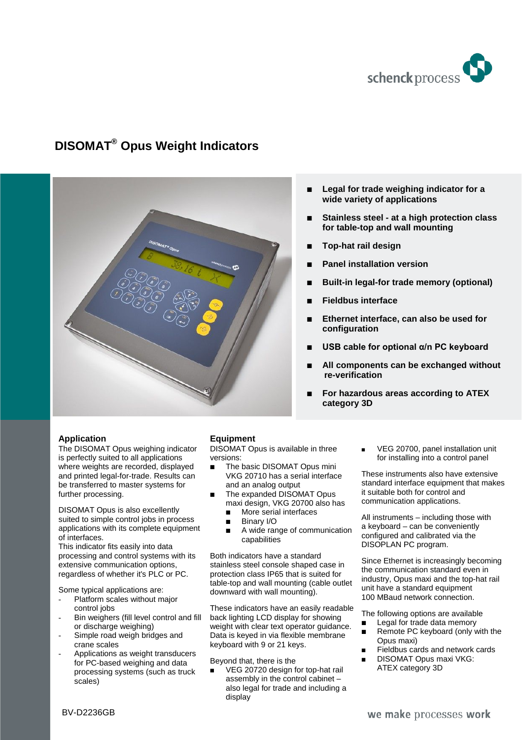schenck process

# DISOMAT® Opus Weight Indicators

- **Legal for trade weighing indicator for a wide variety of applications**
- **Stainless steel - at a high protection class for table-top and wall mounting**
- **Top-hat rail design**
- **Panel installation version**
- **Built-in legal-for trade memory (optional)**
- **Fieldbus interface**
- **Ethernet interface, can also be used for configuration**
- **USB cable for optional α/n PC keyboard**
- **All components can be exchanged without re-verification**
- **For hazardous areas according to ATEX category 3D**

## Application

The DISOMAT Opus weighing indicator is perfectly suited to all applications where weights are recorded, displayed and printed legal-for-trade. Results can be transferred to master systems for further processing.

DISOMAT Opus is also excellently suited to simple control jobs in process applications with its complete equipment of interfaces.
This indicator fits easily into data processing and control systems with its extensive communication options, regardless of whether it's PLC or PC.

Some typical applications are:

- Platform scales without major control jobs
- Bin weighers (fill level control and fill or discharge weighing)
- Simple road weigh bridges and crane scales
- Applications as weight transducers for PC-based weighing and data processing systems (such as truck scales)

## Equipment

DISOMAT Opus is available in three versions:

- The basic DISOMAT Opus mini VKG 20710 has a serial interface and an analog output
- The expanded DISOMAT Opus maxi design, VKG 20700 also has
  - More serial interfaces
  - Binary I/O
  - A wide range of communication capabilities

Both indicators have a standard stainless steel console shaped case in protection class IP65 that is suited for table-top and wall mounting (cable outlet downward with wall mounting).

These indicators have an easily readable back lighting LCD display for showing weight with clear text operator guidance. Data is keyed in via flexible membrane keyboard with 9 or 21 keys.

Beyond that, there is the

- VEG 20720 design for top-hat rail assembly in the control cabinet – also legal for trade and including a display
- VEG 20700, panel installation unit for installing into a control panel

These instruments also have extensive standard interface equipment that makes it suitable both for control and communication applications.

All instruments – including those with a keyboard – can be convenientlyconfigured and calibrated via the DISOPLAN PC program.

Since Ethernet is increasingly becoming the communication standard even in industry, Opus maxi and the top-hat rail unit have a standard equipment 100 MBaud network connection.

The following options are available

- Legal for trade data memory
- Remote PC keyboard (only with the Opus maxi)
- Fieldbus cards and network cards
- DISOMAT Opus maxi VKG: ATEX category 3D

BV-D2236GB

we make processes work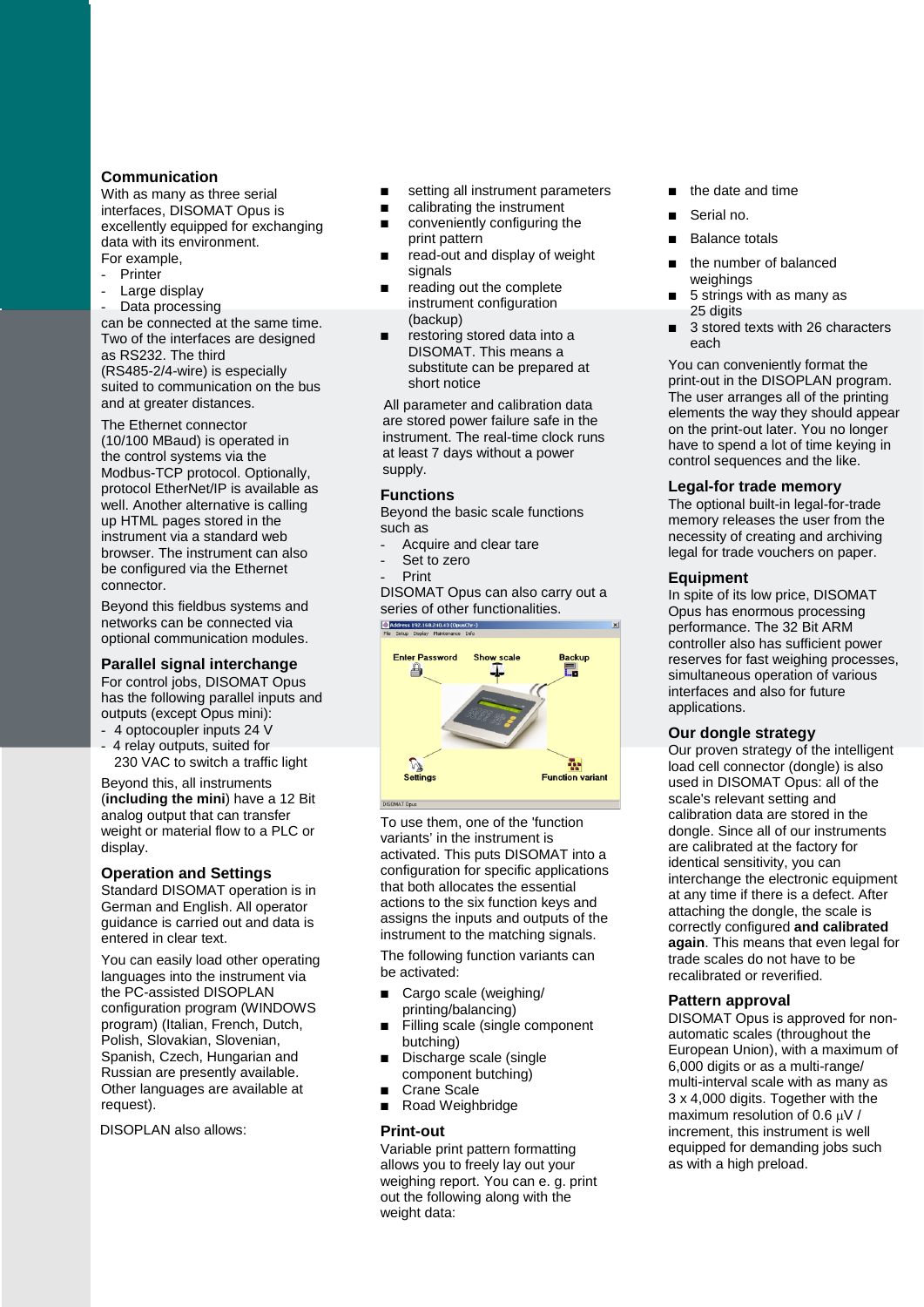## Communication

With as many as three serial interfaces, DISOMAT Opus is excellently equipped for exchanging data with its environment.
For example,

- Printer
- Large display
- Data processing

can be connected at the same time. Two of the interfaces are designed as RS232. The third (RS485-2/4-wire) is especially suited to communication on the bus and at greater distances.

The Ethernet connector (10/100 MBaud) is operated in the control systems via the Modbus-TCP protocol. Optionally, protocol EtherNet/IP is available as well. Another alternative is calling up HTML pages stored in the instrument via a standard web browser. The instrument can also be configured via the Ethernet connector.

Beyond this fieldbus systems and networks can be connected via optional communication modules.

## Parallel signal interchange

For control jobs, DISOMAT Opus has the following parallel inputs and outputs (except Opus mini):

- 4 optocoupler inputs 24 V
- 4 relay outputs, suited for 230 VAC to switch a traffic light

Beyond this, all instruments (**including the mini**) have a 12 Bit analog output that can transfer weight or material flow to a PLC or display.

## Operation and Settings

Standard DISOMAT operation is in German and English. All operator guidance is carried out and data is entered in clear text.

You can easily load other operating languages into the instrument via the PC-assisted DISOPLAN configuration program (WINDOWS program) (Italian, French, Dutch, Polish, Slovakian, Slovenian, Spanish, Czech, Hungarian and Russian are presently available. Other languages are available at request).

DISOPLAN also allows:

- setting all instrument parameters
- calibrating the instrument
- conveniently configuring the print pattern
- read-out and display of weight signals
- reading out the complete instrument configuration (backup)
- restoring stored data into a DISOMAT. This means a substitute can be prepared at short notice

All parameter and calibration data are stored power failure safe in the instrument. The real-time clock runs at least 7 days without a power supply.

## Functions

Beyond the basic scale functions such as

- Acquire and clear tare
- Set to zero
- Print

DISOMAT Opus can also carry out a series of other functionalities.

To use them, one of the 'function variants' in the instrument is activated. This puts DISOMAT into a configuration for specific applications that both allocates the essential actions to the six function keys and assigns the inputs and outputs of the instrument to the matching signals.

The following function variants can be activated:

- Cargo scale (weighing/printing/balancing)
- Filling scale (single component butching)
- Discharge scale (single component butching)
- Crane Scale
- Road Weighbridge

## Print-out

Variable print pattern formatting allows you to freely lay out your weighing report. You can e. g. print out the following along with the weight data:

- the date and time
- Serial no.
- Balance totals
- the number of balanced weighings
- 5 strings with as many as 25 digits
- 3 stored texts with 26 characters each

You can conveniently format the print-out in the DISOPLAN program. The user arranges all of the printing elements the way they should appear on the print-out later. You no longer have to spend a lot of time keying in control sequences and the like.

## Legal-for trade memory

The optional built-in legal-for-trade memory releases the user from the necessity of creating and archiving legal for trade vouchers on paper.

## Equipment

In spite of its low price, DISOMAT Opus has enormous processing performance. The 32 Bit ARM controller also has sufficient power reserves for fast weighing processes, simultaneous operation of various interfaces and also for future applications.

## Our dongle strategy

Our proven strategy of the intelligent load cell connector (dongle) is also used in DISOMAT Opus: all of the scale's relevant setting and calibration data are stored in the dongle. Since all of our instruments are calibrated at the factory for identical sensitivity, you can interchange the electronic equipment at any time if there is a defect. After attaching the dongle, the scale is correctly configured **and calibrated again**. This means that even legal for trade scales do not have to be recalibrated or reverified.

## Pattern approval

DISOMAT Opus is approved for non-automatic scales (throughout the European Union), with a maximum of 6,000 digits or as a multi-range/multi-interval scale with as many as 3 x 4,000 digits. Together with the maximum resolution of 0.6 $\mu$V / increment, this instrument is well equipped for demanding jobs such as with a high preload.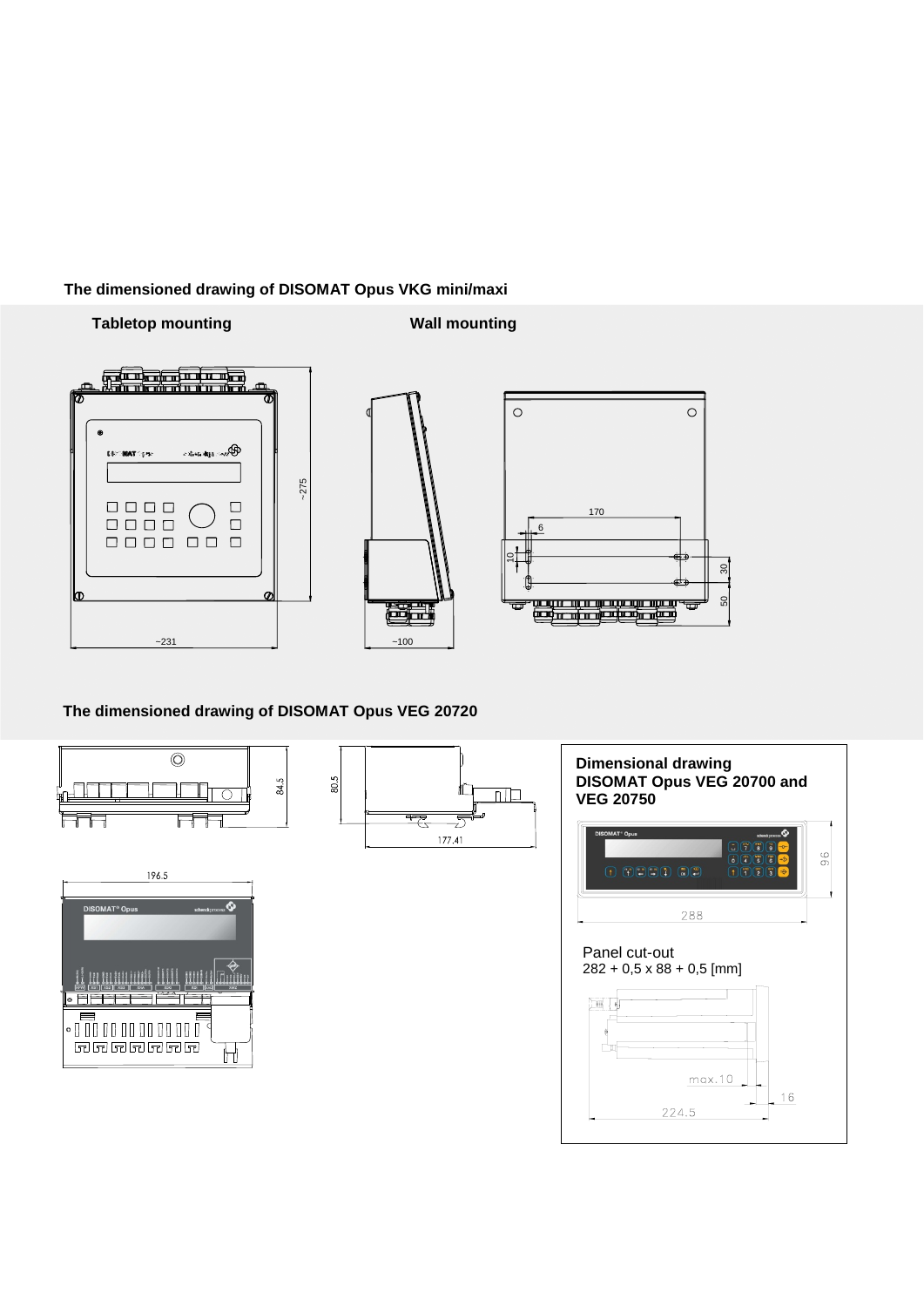## The dimensioned drawing of DISOMAT Opus VKG mini/maxi

**Tabletop mounting**

**Wall mounting**

~275

~231

~100

170

6

10

30

50

## The dimensioned drawing of DISOMAT Opus VEG 20720

84.5

80.5

177.41

196.5

**Dimensional drawing DISOMAT Opus VEG 20700 and VEG 20750**

96

288

Panel cut-out
282 + 0,5 x 88 + 0,5 [mm]

max.10

16

224.5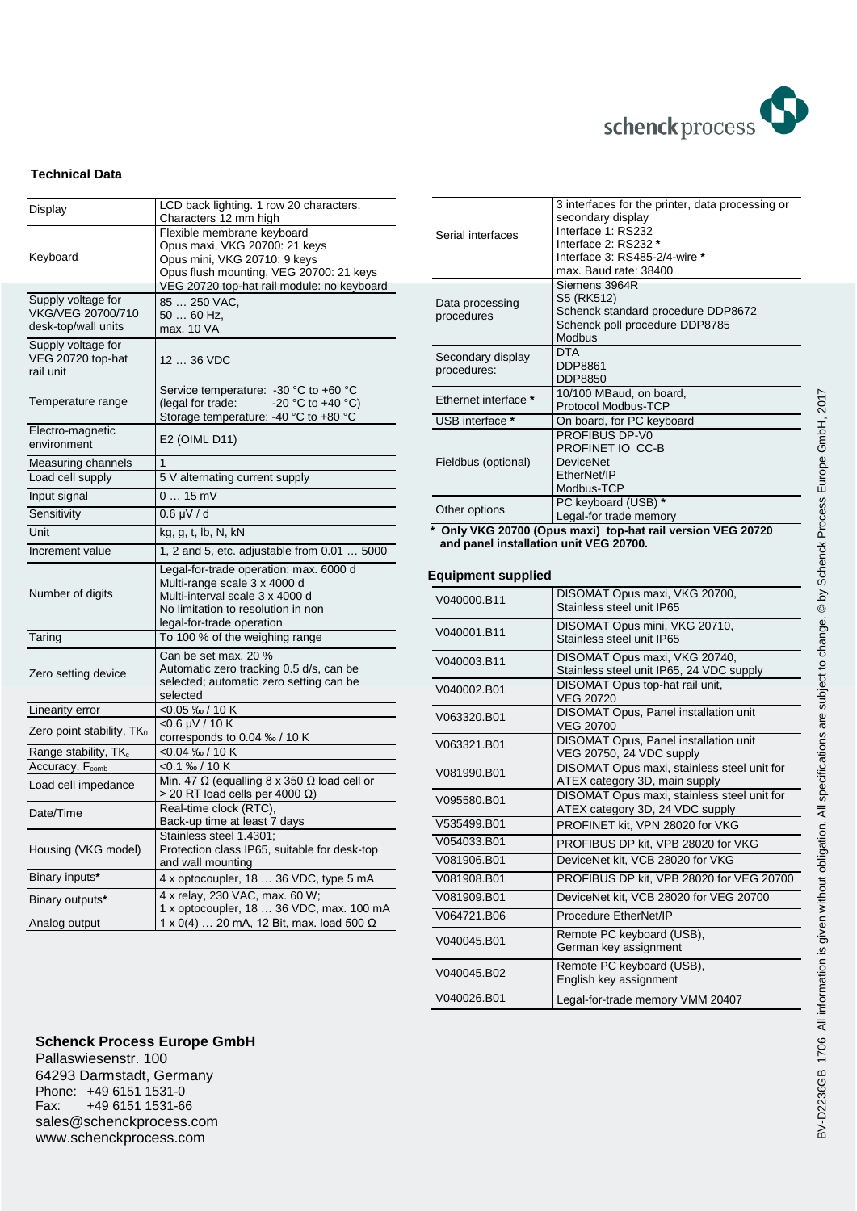## Technical Data

| | |
|---|---|
| Display | LCD back lighting. 1 row 20 characters. Characters 12 mm high |
| Keyboard | Flexible membrane keyboard<br>Opus maxi, VKG 20700: 21 keys<br>Opus mini, VKG 20710: 9 keys<br>Opus flush mounting, VEG 20700: 21 keys<br>VEG 20720 top-hat rail module: no keyboard |
| Supply voltage for VKG/VEG 20700/710 desk-top/wall units | 85 … 250 VAC,<br>50 … 60 Hz,<br>max. 10 VA |
| Supply voltage for VEG 20720 top-hat rail unit | 12 … 36 VDC |
| Temperature range | Service temperature: -30 °C to +60 °C<br>(legal for trade: -20 °C to +40 °C)<br>Storage temperature: -40 °C to +80 °C |
| Electro-magnetic environment | E2 (OIML D11) |
| Measuring channels | 1 |
| Load cell supply | 5 V alternating current supply |
| Input signal | 0 … 15 mV |
| Sensitivity | 0.6 µV / d |
| Unit | kg, g, t, lb, N, kN |
| Increment value | 1, 2 and 5, etc. adjustable from 0.01 … 5000 |
| Number of digits | Legal-for-trade operation: max. 6000 d<br>Multi-range scale 3 x 4000 d<br>Multi-interval scale 3 x 4000 d<br>No limitation to resolution in non legal-for-trade operation |
| Taring | To 100 % of the weighing range |
| Zero setting device | Can be set max. 20 %<br>Automatic zero tracking 0.5 d/s, can be selected; automatic zero setting can be selected |
| Linearity error | <0.05 ‰ / 10 K |
| Zero point stability, $TK_0$ | <0.6 µV / 10 K<br>corresponds to 0.04 ‰ / 10 K |
| Range stability, $TK_c$ | <0.04 ‰ / 10 K |
| Accuracy, $F_{comb}$ | <0.1 ‰ / 10 K |
| Load cell impedance | Min. 47 Ω (equalling 8 x 350 Ω load cell or > 20 RT load cells per 4000 Ω) |
| Date/Time | Real-time clock (RTC),<br>Back-up time at least 7 days |
| Housing (VKG model) | Stainless steel 1.4301;<br>Protection class IP65, suitable for desk-top and wall mounting |
| Binary inputs* | 4 x optocoupler, 18 … 36 VDC, type 5 mA |
| Binary outputs* | 4 x relay, 230 VAC, max. 60 W;<br>1 x optocoupler, 18 … 36 VDC, max. 100 mA |
| Analog output | 1 x 0(4) … 20 mA, 12 Bit, max. load 500 Ω |
| Serial interfaces | 3 interfaces for the printer, data processing or secondary display<br>Interface 1: RS232<br>Interface 2: RS232 *<br>Interface 3: RS485-2/4-wire *<br>max. Baud rate: 38400 |
| Data processing procedures | Siemens 3964R<br>S5 (RK512)<br>Schenck standard procedure DDP8672<br>Schenck poll procedure DDP8785<br>Modbus |
| Secondary display procedures: | DTA<br>DDP8861<br>DDP8850 |
| Ethernet interface * | 10/100 MBaud, on board,<br>Protocol Modbus-TCP |
| USB interface * | On board, for PC keyboard |
| Fieldbus (optional) | PROFIBUS DP-V0<br>PROFINET IO CC-B<br>DeviceNet<br>EtherNet/IP<br>Modbus-TCP |
| Other options | PC keyboard (USB) *<br>Legal-for trade memory |

**\* Only VKG 20700 (Opus maxi) top-hat rail version VEG 20720 and panel installation unit VEG 20700.**

## Equipment supplied

| | |
|---|---|
| V040000.B11 | DISOMAT Opus maxi, VKG 20700, Stainless steel unit IP65 |
| V040001.B11 | DISOMAT Opus mini, VKG 20710, Stainless steel unit IP65 |
| V040003.B11 | DISOMAT Opus maxi, VKG 20740, Stainless steel unit IP65, 24 VDC supply |
| V040002.B01 | DISOMAT Opus top-hat rail unit, VEG 20720 |
| V063320.B01 | DISOMAT Opus, Panel installation unit VEG 20700 |
| V063321.B01 | DISOMAT Opus, Panel installation unit VEG 20750, 24 VDC supply |
| V081990.B01 | DISOMAT Opus maxi, stainless steel unit for ATEX category 3D, main supply |
| V095580.B01 | DISOMAT Opus maxi, stainless steel unit for ATEX category 3D, 24 VDC supply |
| V535499.B01 | PROFINET kit, VPN 28020 for VKG |
| V054033.B01 | PROFIBUS DP kit, VPB 28020 for VKG |
| V081906.B01 | DeviceNet kit, VCB 28020 for VKG |
| V081908.B01 | PROFIBUS DP kit, VPB 28020 for VEG 20700 |
| V081909.B01 | DeviceNet kit, VCB 28020 for VEG 20700 |
| V064721.B06 | Procedure EtherNet/IP |
| V040045.B01 | Remote PC keyboard (USB), German key assignment |
| V040045.B02 | Remote PC keyboard (USB), English key assignment |
| V040026.B01 | Legal-for-trade memory VMM 20407 |

**Schenck Process Europe GmbH**
Pallaswiesenstr. 100
64293 Darmstadt, Germany
Phone: +49 6151 1531-0
Fax: +49 6151 1531-66
sales@schenckprocess.com
www.schenckprocess.com

BV-D2236GB 1706 All information is given without obligation. All specifications are subject to change. © by Schenck Process Europe GmbH, 2017